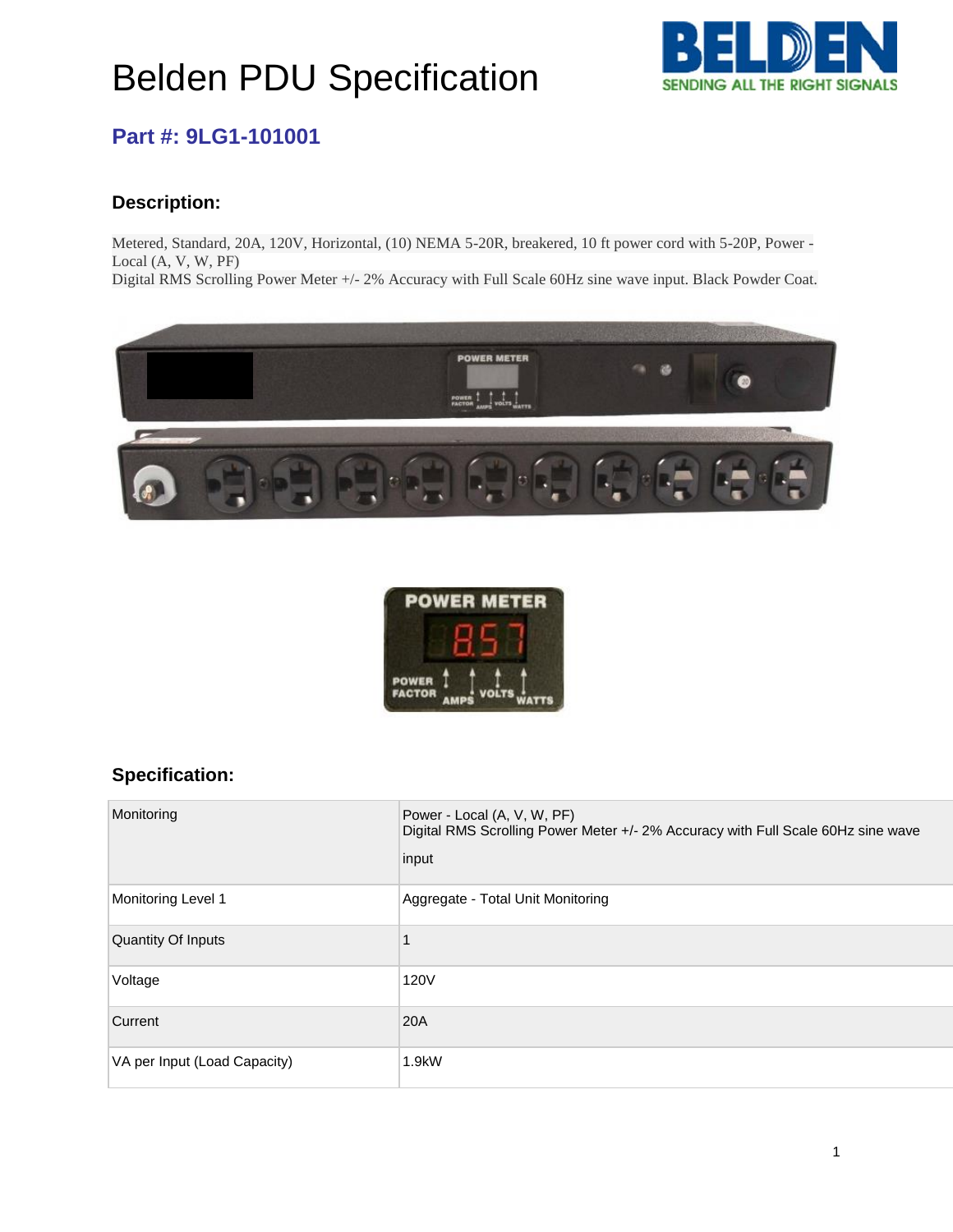# Belden PDU Specification

## Part #: 9LG1-101001

### Description:

Metered, Standard, 20A, 120V, Horizontal, (10) NEMA 5-20R, breakered, 10 ft power cord with 5-20P, Power - Local (A, V, W, PF)
Digital RMS Scrolling Power Meter +/- 2% Accuracy with Full Scale 60Hz sine wave input. Black Powder Coat.

### Specification:

| | |
|---|---|
| Monitoring | Power - Local (A, V, W, PF)<br>Digital RMS Scrolling Power Meter +/- 2% Accuracy with Full Scale 60Hz sine wave input |
| Monitoring Level 1 | Aggregate - Total Unit Monitoring |
| Quantity Of Inputs | 1 |
| Voltage | 120V |
| Current | 20A |
| VA per Input (Load Capacity) | 1.9kW |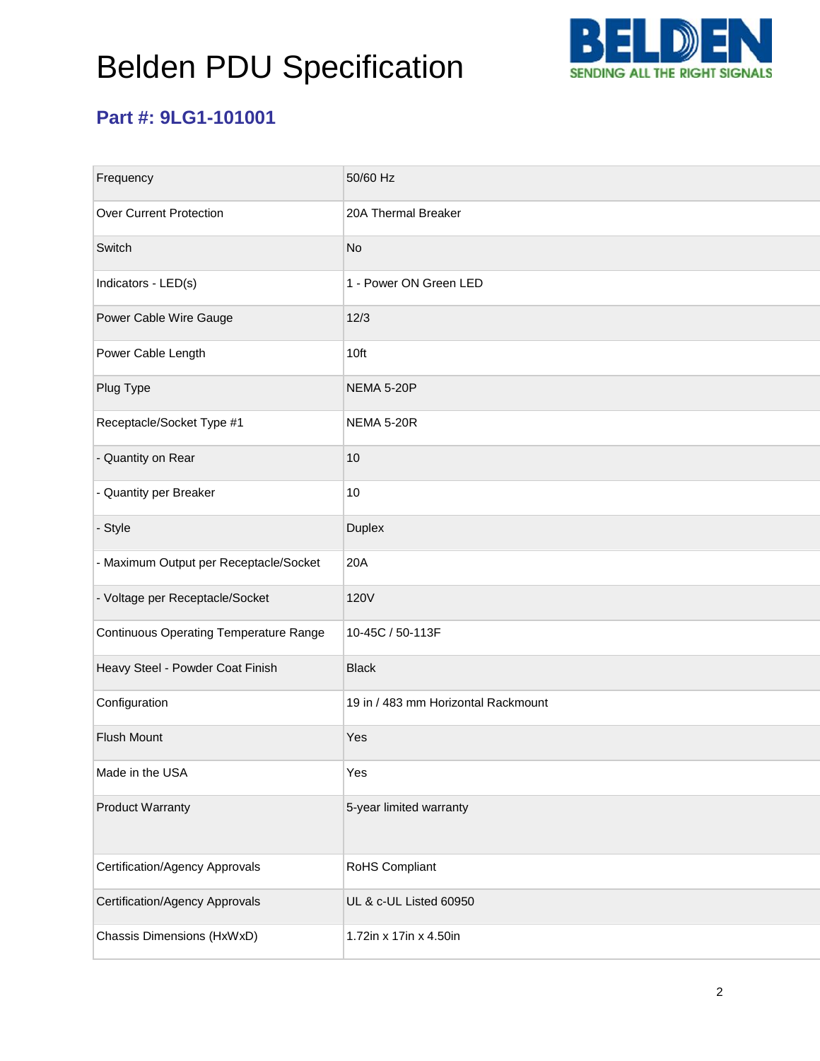# Belden PDU Specification

## Part #: 9LG1-101001

| | |
|---|---|
| Frequency | 50/60 Hz |
| Over Current Protection | 20A Thermal Breaker |
| Switch | No |
| Indicators - LED(s) | 1 - Power ON Green LED |
| Power Cable Wire Gauge | 12/3 |
| Power Cable Length | 10ft |
| Plug Type | NEMA 5-20P |
| Receptacle/Socket Type #1 | NEMA 5-20R |
| - Quantity on Rear | 10 |
| - Quantity per Breaker | 10 |
| - Style | Duplex |
| - Maximum Output per Receptacle/Socket | 20A |
| - Voltage per Receptacle/Socket | 120V |
| Continuous Operating Temperature Range | 10-45C / 50-113F |
| Heavy Steel - Powder Coat Finish | Black |
| Configuration | 19 in / 483 mm Horizontal Rackmount |
| Flush Mount | Yes |
| Made in the USA | Yes |
| Product Warranty | 5-year limited warranty |
| Certification/Agency Approvals | RoHS Compliant |
| Certification/Agency Approvals | UL & c-UL Listed 60950 |
| Chassis Dimensions (HxWxD) | 1.72in x 17in x 4.50in |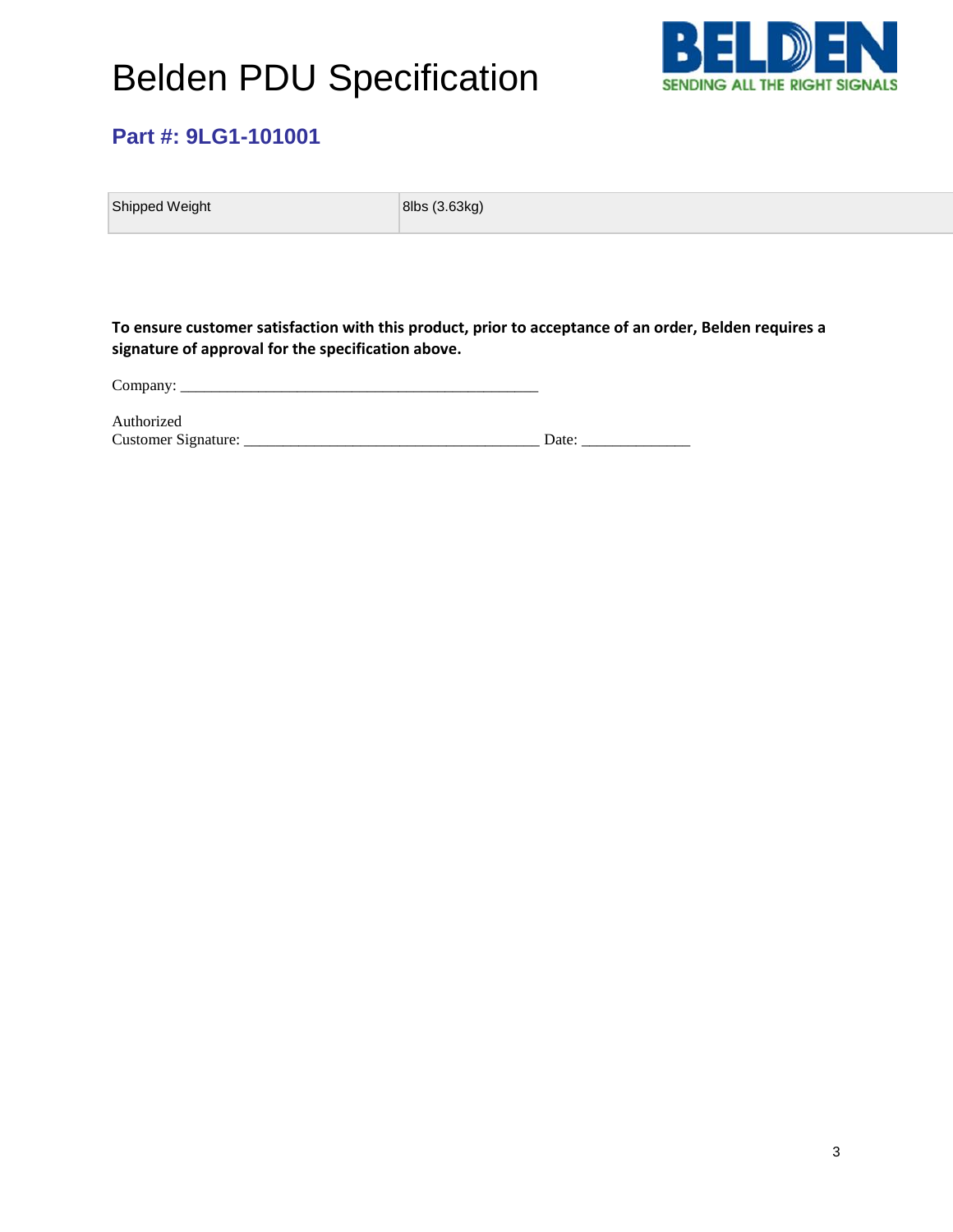# Belden PDU Specification

## Part #: 9LG1-101001

| | |
|---|---|
| Shipped Weight | 8lbs (3.63kg) |

**To ensure customer satisfaction with this product, prior to acceptance of an order, Belden requires a signature of approval for the specification above.**

Company: _______________________________________________

Authorized
Customer Signature: _______________________________________ Date: ______________